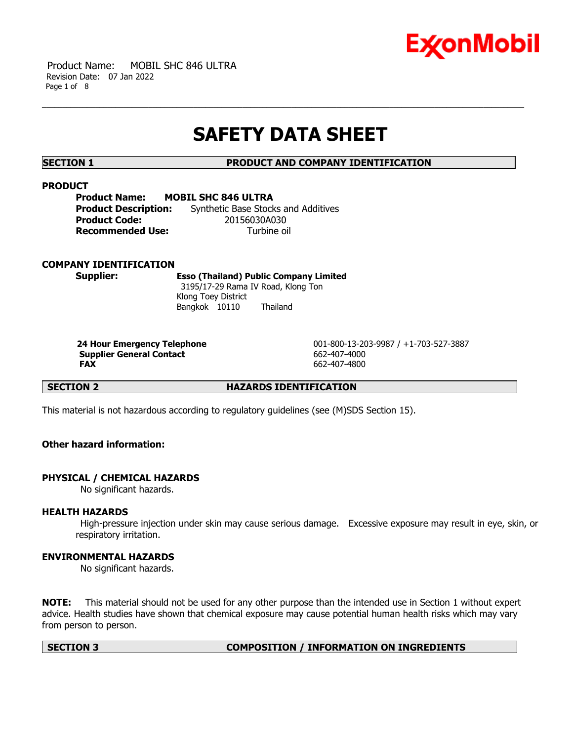# SAFETY DATA SHEET

## SECTION 1 PRODUCT AND COMPANY IDENTIFICATION

### PRODUCT

**Product Name:** **MOBIL SHC 846 ULTRA**
**Product Description:** Synthetic Base Stocks and Additives
**Product Code:** 20156030A030
**Recommended Use:** Turbine oil

### COMPANY IDENTIFICATION

**Supplier:** **Esso (Thailand) Public Company Limited**
3195/17-29 Rama IV Road, Klong Ton
Klong Toey District
Bangkok 10110 Thailand

| | |
|---|---|
| **24 Hour Emergency Telephone** | 001-800-13-203-9987 / +1-703-527-3887 |
| **Supplier General Contact** | 662-407-4000 |
| **FAX** | 662-407-4800 |

## SECTION 2 HAZARDS IDENTIFICATION

This material is not hazardous according to regulatory guidelines (see (M)SDS Section 15).

**Other hazard information:**

### PHYSICAL / CHEMICAL HAZARDS

No significant hazards.

### HEALTH HAZARDS

High-pressure injection under skin may cause serious damage. Excessive exposure may result in eye, skin, or respiratory irritation.

### ENVIRONMENTAL HAZARDS

No significant hazards.

**NOTE:** This material should not be used for any other purpose than the intended use in Section 1 without expert advice. Health studies have shown that chemical exposure may cause potential human health risks which may vary from person to person.

## SECTION 3 COMPOSITION / INFORMATION ON INGREDIENTS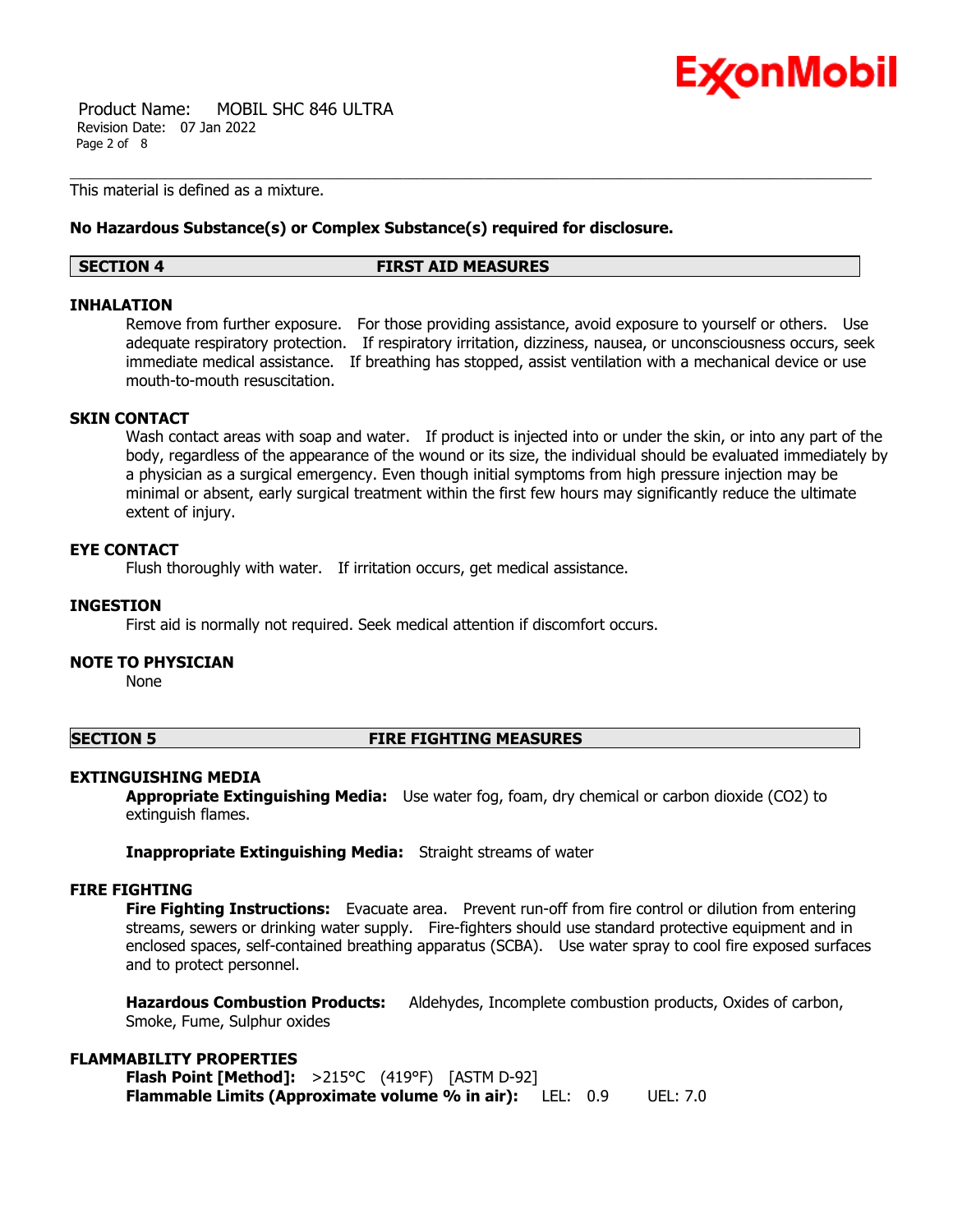This material is defined as a mixture.

**No Hazardous Substance(s) or Complex Substance(s) required for disclosure.**

## SECTION 4 FIRST AID MEASURES

### INHALATION

Remove from further exposure. For those providing assistance, avoid exposure to yourself or others. Use adequate respiratory protection. If respiratory irritation, dizziness, nausea, or unconsciousness occurs, seek immediate medical assistance. If breathing has stopped, assist ventilation with a mechanical device or use mouth-to-mouth resuscitation.

### SKIN CONTACT

Wash contact areas with soap and water. If product is injected into or under the skin, or into any part of the body, regardless of the appearance of the wound or its size, the individual should be evaluated immediately by a physician as a surgical emergency. Even though initial symptoms from high pressure injection may be minimal or absent, early surgical treatment within the first few hours may significantly reduce the ultimate extent of injury.

### EYE CONTACT

Flush thoroughly with water. If irritation occurs, get medical assistance.

### INGESTION

First aid is normally not required. Seek medical attention if discomfort occurs.

### NOTE TO PHYSICIAN

None

## SECTION 5 FIRE FIGHTING MEASURES

### EXTINGUISHING MEDIA

**Appropriate Extinguishing Media:** Use water fog, foam, dry chemical or carbon dioxide ($CO_2$) to extinguish flames.

**Inappropriate Extinguishing Media:** Straight streams of water

### FIRE FIGHTING

**Fire Fighting Instructions:** Evacuate area. Prevent run-off from fire control or dilution from entering streams, sewers or drinking water supply. Fire-fighters should use standard protective equipment and in enclosed spaces, self-contained breathing apparatus (SCBA). Use water spray to cool fire exposed surfaces and to protect personnel.

**Hazardous Combustion Products:** Aldehydes, Incomplete combustion products, Oxides of carbon, Smoke, Fume, Sulphur oxides

### FLAMMABILITY PROPERTIES

**Flash Point [Method]:** >215°C (419°F) [ASTM D-92]
**Flammable Limits (Approximate volume % in air):** LEL: 0.9 UEL: 7.0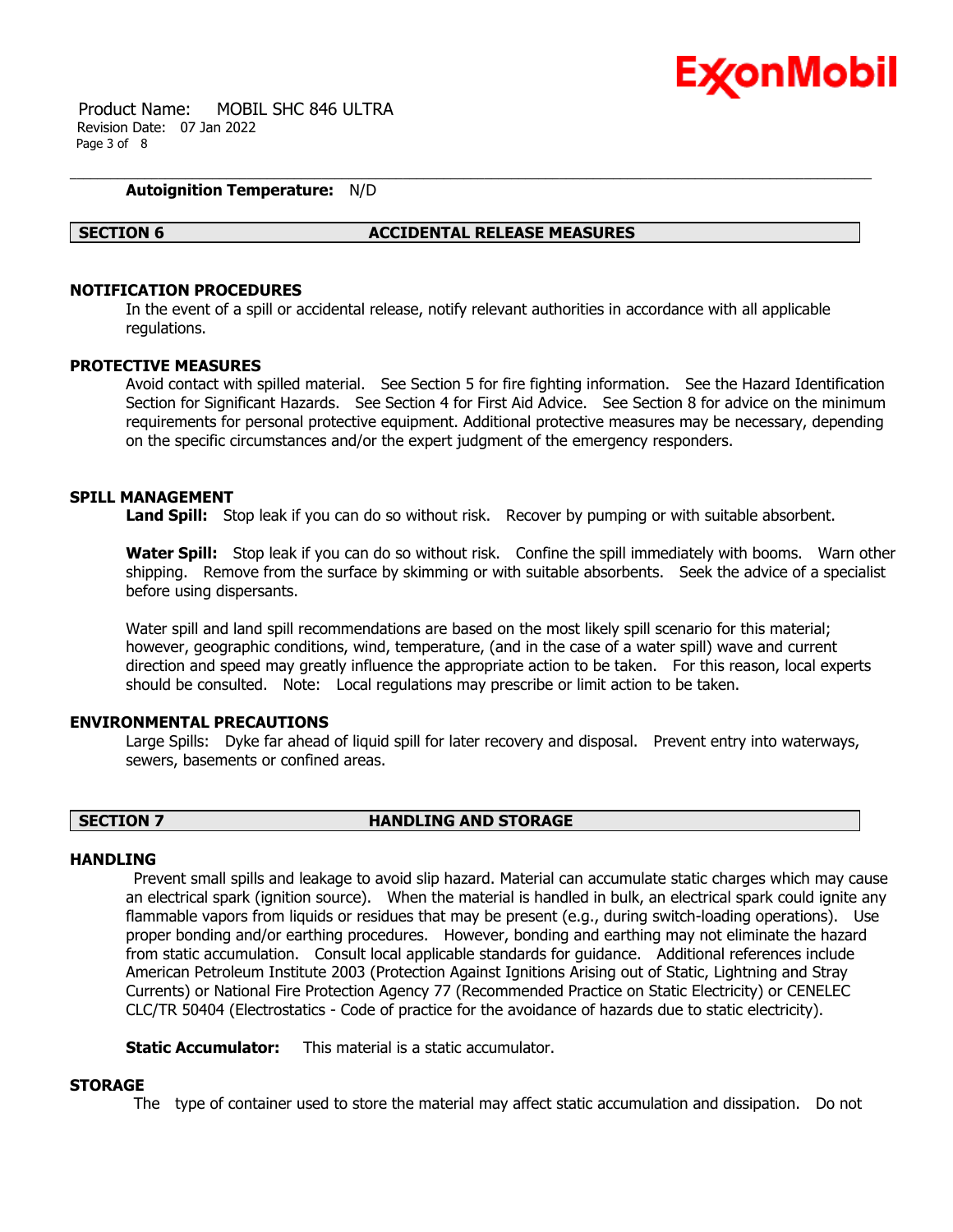**Autoignition Temperature:** N/D

## SECTION 6 ACCIDENTAL RELEASE MEASURES

### NOTIFICATION PROCEDURES

In the event of a spill or accidental release, notify relevant authorities in accordance with all applicable regulations.

### PROTECTIVE MEASURES

Avoid contact with spilled material. See Section 5 for fire fighting information. See the Hazard Identification Section for Significant Hazards. See Section 4 for First Aid Advice. See Section 8 for advice on the minimum requirements for personal protective equipment. Additional protective measures may be necessary, depending on the specific circumstances and/or the expert judgment of the emergency responders.

### SPILL MANAGEMENT

**Land Spill:** Stop leak if you can do so without risk. Recover by pumping or with suitable absorbent.

**Water Spill:** Stop leak if you can do so without risk. Confine the spill immediately with booms. Warn other shipping. Remove from the surface by skimming or with suitable absorbents. Seek the advice of a specialist before using dispersants.

Water spill and land spill recommendations are based on the most likely spill scenario for this material; however, geographic conditions, wind, temperature, (and in the case of a water spill) wave and current direction and speed may greatly influence the appropriate action to be taken. For this reason, local experts should be consulted. Note: Local regulations may prescribe or limit action to be taken.

### ENVIRONMENTAL PRECAUTIONS

Large Spills: Dyke far ahead of liquid spill for later recovery and disposal. Prevent entry into waterways, sewers, basements or confined areas.

## SECTION 7 HANDLING AND STORAGE

### HANDLING

Prevent small spills and leakage to avoid slip hazard. Material can accumulate static charges which may cause an electrical spark (ignition source). When the material is handled in bulk, an electrical spark could ignite any flammable vapors from liquids or residues that may be present (e.g., during switch-loading operations). Use proper bonding and/or earthing procedures. However, bonding and earthing may not eliminate the hazard from static accumulation. Consult local applicable standards for guidance. Additional references include American Petroleum Institute 2003 (Protection Against Ignitions Arising out of Static, Lightning and Stray Currents) or National Fire Protection Agency 77 (Recommended Practice on Static Electricity) or CENELEC CLC/TR 50404 (Electrostatics - Code of practice for the avoidance of hazards due to static electricity).

**Static Accumulator:** This material is a static accumulator.

### STORAGE

The type of container used to store the material may affect static accumulation and dissipation. Do not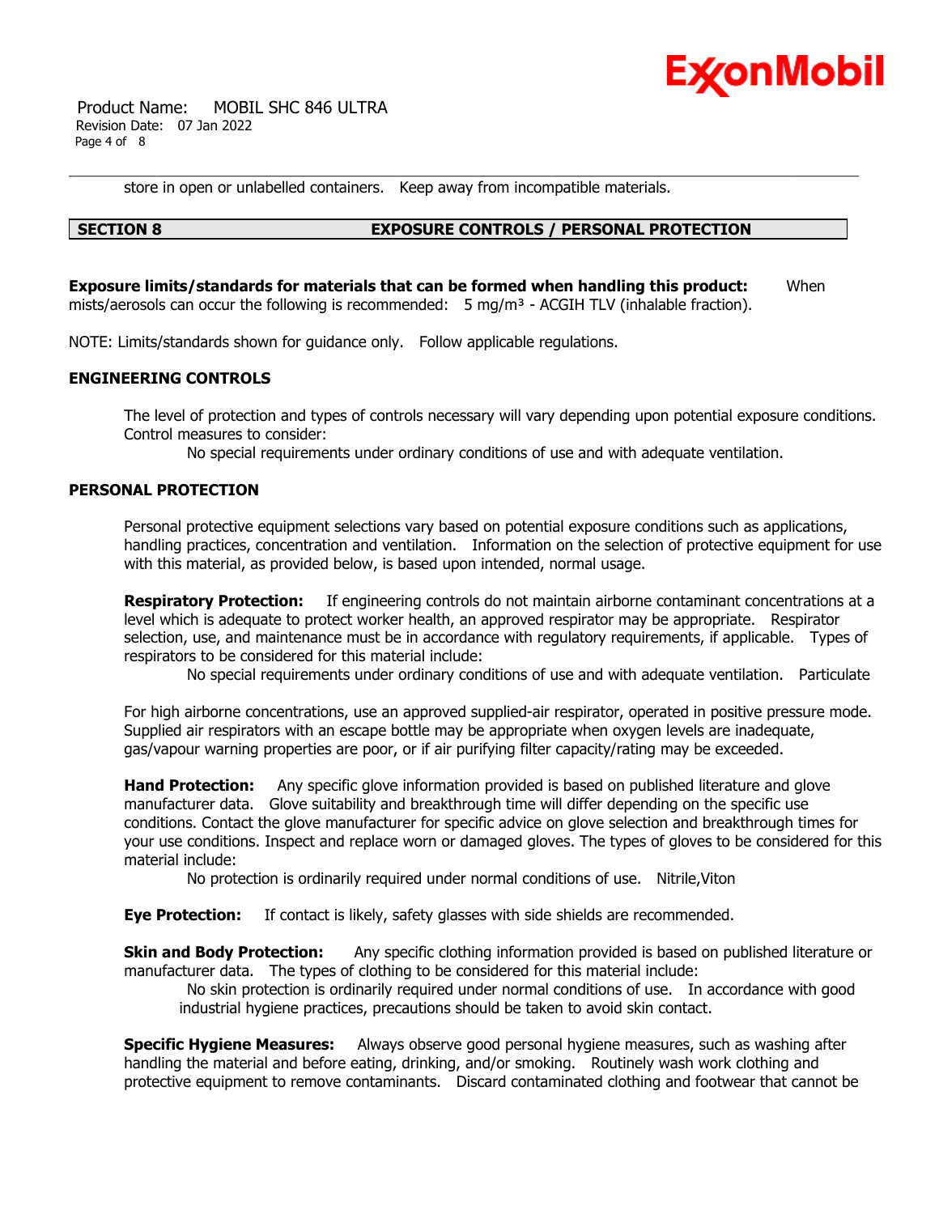store in open or unlabelled containers.   Keep away from incompatible materials.

## SECTION 8 EXPOSURE CONTROLS / PERSONAL PROTECTION

**Exposure limits/standards for materials that can be formed when handling this product:** When mists/aerosols can occur the following is recommended: 5 mg/m³ - ACGIH TLV (inhalable fraction).

NOTE: Limits/standards shown for guidance only. Follow applicable regulations.

### ENGINEERING CONTROLS

The level of protection and types of controls necessary will vary depending upon potential exposure conditions. Control measures to consider:

No special requirements under ordinary conditions of use and with adequate ventilation.

### PERSONAL PROTECTION

Personal protective equipment selections vary based on potential exposure conditions such as applications, handling practices, concentration and ventilation. Information on the selection of protective equipment for use with this material, as provided below, is based upon intended, normal usage.

**Respiratory Protection:** If engineering controls do not maintain airborne contaminant concentrations at a level which is adequate to protect worker health, an approved respirator may be appropriate. Respirator selection, use, and maintenance must be in accordance with regulatory requirements, if applicable. Types of respirators to be considered for this material include:

No special requirements under ordinary conditions of use and with adequate ventilation. Particulate

For high airborne concentrations, use an approved supplied-air respirator, operated in positive pressure mode. Supplied air respirators with an escape bottle may be appropriate when oxygen levels are inadequate, gas/vapour warning properties are poor, or if air purifying filter capacity/rating may be exceeded.

**Hand Protection:** Any specific glove information provided is based on published literature and glove manufacturer data. Glove suitability and breakthrough time will differ depending on the specific use conditions. Contact the glove manufacturer for specific advice on glove selection and breakthrough times for your use conditions. Inspect and replace worn or damaged gloves. The types of gloves to be considered for this material include:

No protection is ordinarily required under normal conditions of use. Nitrile,Viton

**Eye Protection:** If contact is likely, safety glasses with side shields are recommended.

**Skin and Body Protection:** Any specific clothing information provided is based on published literature or manufacturer data. The types of clothing to be considered for this material include:

No skin protection is ordinarily required under normal conditions of use. In accordance with good industrial hygiene practices, precautions should be taken to avoid skin contact.

**Specific Hygiene Measures:** Always observe good personal hygiene measures, such as washing after handling the material and before eating, drinking, and/or smoking. Routinely wash work clothing and protective equipment to remove contaminants. Discard contaminated clothing and footwear that cannot be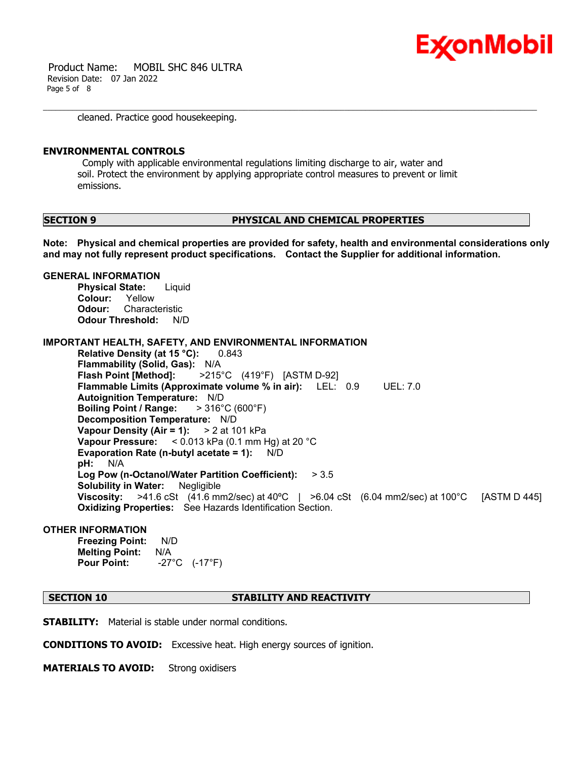cleaned. Practice good housekeeping.

### ENVIRONMENTAL CONTROLS

Comply with applicable environmental regulations limiting discharge to air, water and soil. Protect the environment by applying appropriate control measures to prevent or limit emissions.

## SECTION 9 PHYSICAL AND CHEMICAL PROPERTIES

**Note: Physical and chemical properties are provided for safety, health and environmental considerations only and may not fully represent product specifications. Contact the Supplier for additional information.**

### GENERAL INFORMATION

**Physical State:** Liquid
**Colour:** Yellow
**Odour:** Characteristic
**Odour Threshold:** N/D

### IMPORTANT HEALTH, SAFETY, AND ENVIRONMENTAL INFORMATION

**Relative Density (at 15 °C):** 0.843
**Flammability (Solid, Gas):** N/A
**Flash Point [Method]:** >215°C (419°F) [ASTM D-92]
**Flammable Limits (Approximate volume % in air):** LEL: 0.9 UEL: 7.0
**Autoignition Temperature:** N/D
**Boiling Point / Range:** > 316°C (600°F)
**Decomposition Temperature:** N/D
**Vapour Density (Air = 1):** > 2 at 101 kPa
**Vapour Pressure:** < 0.013 kPa (0.1 mm Hg) at 20 °C
**Evaporation Rate (n-butyl acetate = 1):** N/D
**pH:** N/A
**Log Pow (n-Octanol/Water Partition Coefficient):** > 3.5
**Solubility in Water:** Negligible
**Viscosity:** >41.6 cSt (41.6 mm2/sec) at 40ºC | >6.04 cSt (6.04 mm2/sec) at 100°C [ASTM D 445]
**Oxidizing Properties:** See Hazards Identification Section.

### OTHER INFORMATION

**Freezing Point:** N/D
**Melting Point:** N/A
**Pour Point:** -27°C (-17°F)

## SECTION 10 STABILITY AND REACTIVITY

**STABILITY:** Material is stable under normal conditions.

**CONDITIONS TO AVOID:** Excessive heat. High energy sources of ignition.

**MATERIALS TO AVOID:** Strong oxidisers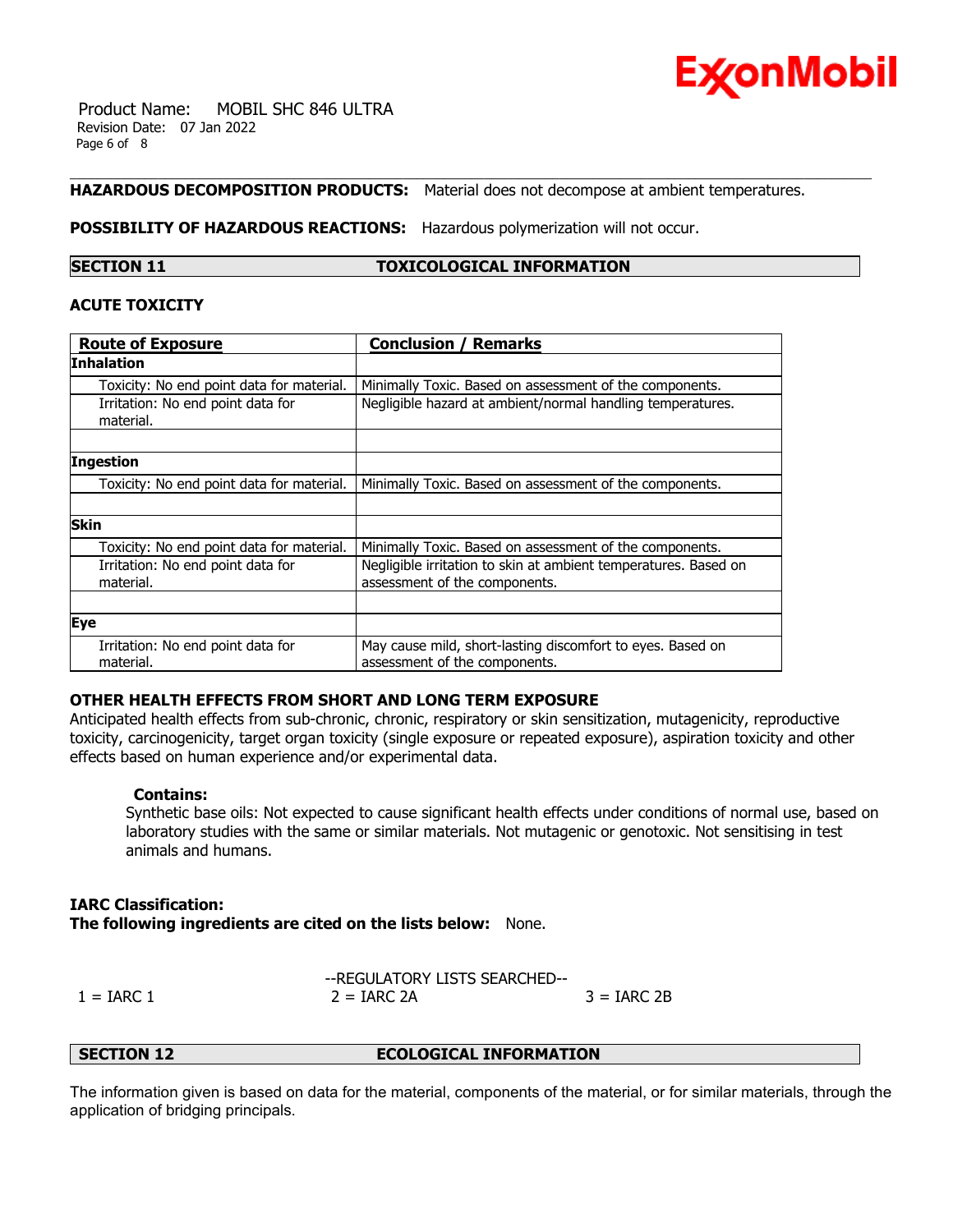**HAZARDOUS DECOMPOSITION PRODUCTS:** Material does not decompose at ambient temperatures.

**POSSIBILITY OF HAZARDOUS REACTIONS:** Hazardous polymerization will not occur.

## SECTION 11 TOXICOLOGICAL INFORMATION

### ACUTE TOXICITY

| Route of Exposure | Conclusion / Remarks |
|---|---|
| **Inhalation** | |
| Toxicity: No end point data for material. | Minimally Toxic. Based on assessment of the components. |
| Irritation: No end point data for material. | Negligible hazard at ambient/normal handling temperatures. |
| | |
| **Ingestion** | |
| Toxicity: No end point data for material. | Minimally Toxic. Based on assessment of the components. |
| | |
| **Skin** | |
| Toxicity: No end point data for material. | Minimally Toxic. Based on assessment of the components. |
| Irritation: No end point data for material. | Negligible irritation to skin at ambient temperatures. Based on assessment of the components. |
| | |
| **Eye** | |
| Irritation: No end point data for material. | May cause mild, short-lasting discomfort to eyes. Based on assessment of the components. |

### OTHER HEALTH EFFECTS FROM SHORT AND LONG TERM EXPOSURE

Anticipated health effects from sub-chronic, chronic, respiratory or skin sensitization, mutagenicity, reproductive toxicity, carcinogenicity, target organ toxicity (single exposure or repeated exposure), aspiration toxicity and other effects based on human experience and/or experimental data.

**Contains:**

Synthetic base oils: Not expected to cause significant health effects under conditions of normal use, based on laboratory studies with the same or similar materials. Not mutagenic or genotoxic. Not sensitising in test animals and humans.

**IARC Classification:**

**The following ingredients are cited on the lists below:** None.

--REGULATORY LISTS SEARCHED--

1 = IARC 1 2 = IARC 2A 3 = IARC 2B

## SECTION 12 ECOLOGICAL INFORMATION

The information given is based on data for the material, components of the material, or for similar materials, through the application of bridging principals.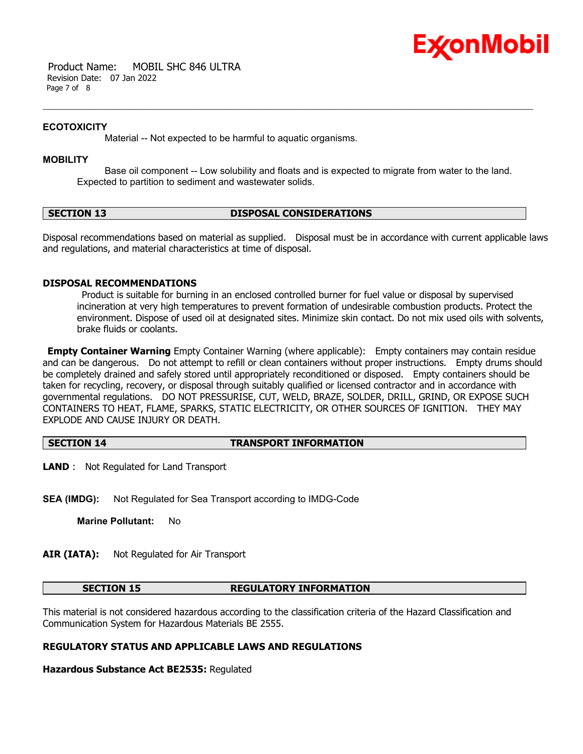### ECOTOXICITY

Material -- Not expected to be harmful to aquatic organisms.

### MOBILITY

Base oil component -- Low solubility and floats and is expected to migrate from water to the land. Expected to partition to sediment and wastewater solids.

## SECTION 13 DISPOSAL CONSIDERATIONS

Disposal recommendations based on material as supplied. Disposal must be in accordance with current applicable laws and regulations, and material characteristics at time of disposal.

### DISPOSAL RECOMMENDATIONS

Product is suitable for burning in an enclosed controlled burner for fuel value or disposal by supervised incineration at very high temperatures to prevent formation of undesirable combustion products. Protect the environment. Dispose of used oil at designated sites. Minimize skin contact. Do not mix used oils with solvents, brake fluids or coolants.

**Empty Container Warning** Empty Container Warning (where applicable): Empty containers may contain residue and can be dangerous. Do not attempt to refill or clean containers without proper instructions. Empty drums should be completely drained and safely stored until appropriately reconditioned or disposed. Empty containers should be taken for recycling, recovery, or disposal through suitably qualified or licensed contractor and in accordance with governmental regulations. DO NOT PRESSURISE, CUT, WELD, BRAZE, SOLDER, DRILL, GRIND, OR EXPOSE SUCH CONTAINERS TO HEAT, FLAME, SPARKS, STATIC ELECTRICITY, OR OTHER SOURCES OF IGNITION. THEY MAY EXPLODE AND CAUSE INJURY OR DEATH.

## SECTION 14 TRANSPORT INFORMATION

**LAND** : Not Regulated for Land Transport

**SEA (IMDG):** Not Regulated for Sea Transport according to IMDG-Code

**Marine Pollutant:** No

**AIR (IATA):** Not Regulated for Air Transport

## SECTION 15 REGULATORY INFORMATION

This material is not considered hazardous according to the classification criteria of the Hazard Classification and Communication System for Hazardous Materials BE 2555.

### REGULATORY STATUS AND APPLICABLE LAWS AND REGULATIONS

**Hazardous Substance Act BE2535:** Regulated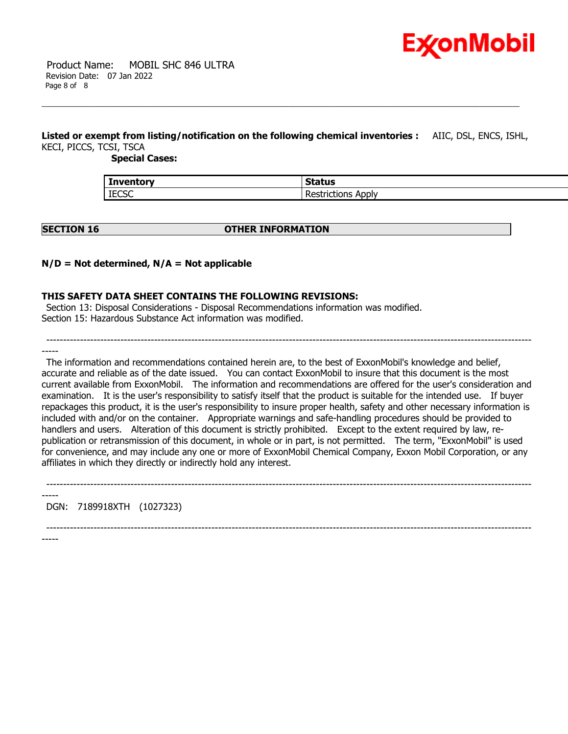**Listed or exempt from listing/notification on the following chemical inventories :** AIIC, DSL, ENCS, ISHL, KECI, PICCS, TCSI, TSCA

**Special Cases:**

| Inventory | Status |
|---|---|
| IECSC | Restrictions Apply |

## SECTION 16 OTHER INFORMATION

**N/D = Not determined, N/A = Not applicable**

**THIS SAFETY DATA SHEET CONTAINS THE FOLLOWING REVISIONS:**

Section 13: Disposal Considerations - Disposal Recommendations information was modified.
Section 15: Hazardous Substance Act information was modified.

---

The information and recommendations contained herein are, to the best of ExxonMobil's knowledge and belief, accurate and reliable as of the date issued. You can contact ExxonMobil to insure that this document is the most current available from ExxonMobil. The information and recommendations are offered for the user's consideration and examination. It is the user's responsibility to satisfy itself that the product is suitable for the intended use. If buyer repackages this product, it is the user's responsibility to insure proper health, safety and other necessary information is included with and/or on the container. Appropriate warnings and safe-handling procedures should be provided to handlers and users. Alteration of this document is strictly prohibited. Except to the extent required by law, re-publication or retransmission of this document, in whole or in part, is not permitted. The term, "ExxonMobil" is used for convenience, and may include any one or more of ExxonMobil Chemical Company, Exxon Mobil Corporation, or any affiliates in which they directly or indirectly hold any interest.

---

DGN: 7189918XTH (1027323)

---